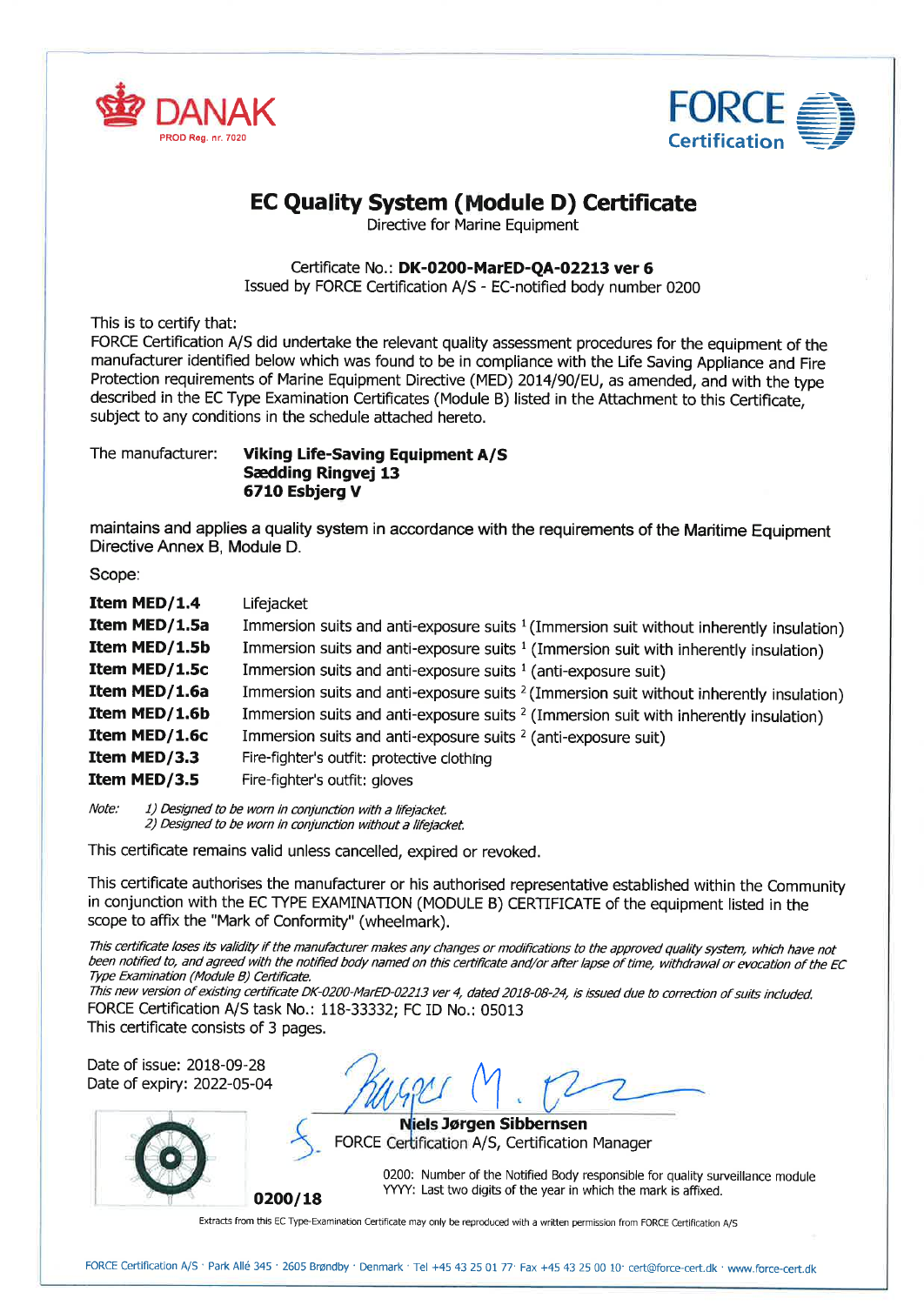DANAK
PROD Reg. nr. 7020

FORCE Certification

# EC Quality System (Module D) Certificate

Directive for Marine Equipment

Certificate No.: **DK-0200-MarED-QA-02213 ver 6**
Issued by FORCE Certification A/S - EC-notified body number 0200

This is to certify that:
FORCE Certification A/S did undertake the relevant quality assessment procedures for the equipment of the manufacturer identified below which was found to be in compliance with the Life Saving Appliance and Fire Protection requirements of Marine Equipment Directive (MED) 2014/90/EU, as amended, and with the type described in the EC Type Examination Certificates (Module B) listed in the Attachment to this Certificate, subject to any conditions in the schedule attached hereto.

The manufacturer: **Viking Life-Saving Equipment A/S**
**Sædding Ringvej 13**
**6710 Esbjerg V**

maintains and applies a quality system in accordance with the requirements of the Maritime Equipment Directive Annex B, Module D.

Scope:

| | |
|---|---|
| **Item MED/1.4** | Lifejacket |
| **Item MED/1.5a** | Immersion suits and anti-exposure suits [1] (Immersion suit without inherently insulation) |
| **Item MED/1.5b** | Immersion suits and anti-exposure suits [1] (Immersion suit with inherently insulation) |
| **Item MED/1.5c** | Immersion suits and anti-exposure suits [1] (anti-exposure suit) |
| **Item MED/1.6a** | Immersion suits and anti-exposure suits [2] (Immersion suit without inherently insulation) |
| **Item MED/1.6b** | Immersion suits and anti-exposure suits [2] (Immersion suit with inherently insulation) |
| **Item MED/1.6c** | Immersion suits and anti-exposure suits [2] (anti-exposure suit) |
| **Item MED/3.3** | Fire-fighter's outfit: protective clothing |
| **Item MED/3.5** | Fire-fighter's outfit: gloves |

*Note: 1) Designed to be worn in conjunction with a lifejacket.*
*2) Designed to be worn in conjunction without a lifejacket.*

This certificate remains valid unless cancelled, expired or revoked.

This certificate authorises the manufacturer or his authorised representative established within the Community in conjunction with the EC TYPE EXAMINATION (MODULE B) CERTIFICATE of the equipment listed in the scope to affix the "Mark of Conformity" (wheelmark).

*This certificate loses its validity if the manufacturer makes any changes or modifications to the approved quality system, which have not been notified to, and agreed with the notified body named on this certificate and/or after lapse of time, withdrawal or evocation of the EC Type Examination (Module B) Certificate.*
*This new version of existing certificate DK-0200-MarED-02213 ver 4, dated 2018-08-24, is issued due to correction of suits included.*
FORCE Certification A/S task No.: 118-33332; FC ID No.: 05013
This certificate consists of 3 pages.

Date of issue: 2018-09-28
Date of expiry: 2022-05-04

**Niels Jørgen Sibbernsen**
FORCE Certification A/S, Certification Manager

**0200/18**

0200: Number of the Notified Body responsible for quality surveillance module
YYYY: Last two digits of the year in which the mark is affixed.

Extracts from this EC Type-Examination Certificate may only be reproduced with a written permission from FORCE Certification A/S

FORCE Certification A/S · Park Allé 345 · 2605 Brøndby · Denmark · Tel +45 43 25 01 77 · Fax +45 43 25 00 10 · cert@force-cert.dk · www.force-cert.dk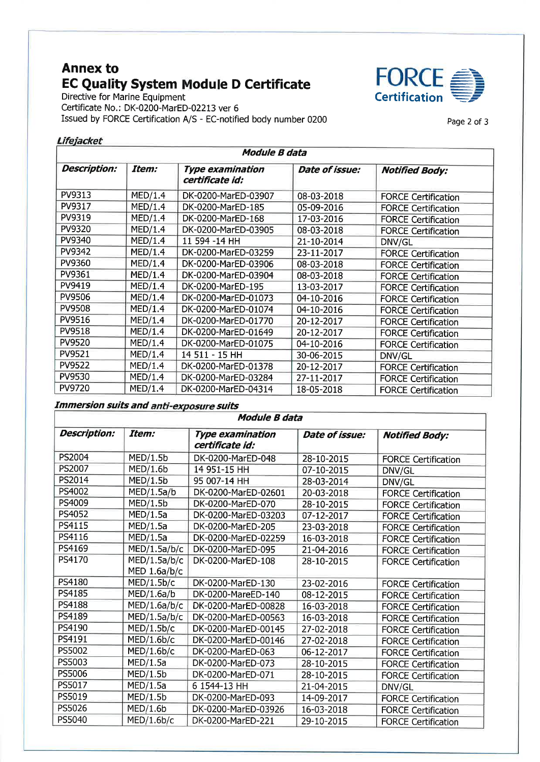# Annex to
# EC Quality System Module D Certificate

Directive for Marine Equipment
Certificate No.: DK-0200-MarED-02213 ver 6
Issued by FORCE Certification A/S - EC-notified body number 0200

***Lifejacket***

| ***Module B data*** | | | | |
|---|---|---|---|---|
| ***Description:*** | ***Item:*** | ***Type examination certificate id:*** | ***Date of issue:*** | ***Notified Body:*** |
| PV9313 | MED/1.4 | DK-0200-MarED-03907 | 08-03-2018 | FORCE Certification |
| PV9317 | MED/1.4 | DK-0200-MarED-185 | 05-09-2016 | FORCE Certification |
| PV9319 | MED/1.4 | DK-0200-MarED-168 | 17-03-2016 | FORCE Certification |
| PV9320 | MED/1.4 | DK-0200-MarED-03905 | 08-03-2018 | FORCE Certification |
| PV9340 | MED/1.4 | 11 594 -14 HH | 21-10-2014 | DNV/GL |
| PV9342 | MED/1.4 | DK-0200-MarED-03259 | 23-11-2017 | FORCE Certification |
| PV9360 | MED/1.4 | DK-0200-MarED-03906 | 08-03-2018 | FORCE Certification |
| PV9361 | MED/1.4 | DK-0200-MarED-03904 | 08-03-2018 | FORCE Certification |
| PV9419 | MED/1.4 | DK-0200-MarED-195 | 13-03-2017 | FORCE Certification |
| PV9506 | MED/1.4 | DK-0200-MarED-01073 | 04-10-2016 | FORCE Certification |
| PV9508 | MED/1.4 | DK-0200-MarED-01074 | 04-10-2016 | FORCE Certification |
| PV9516 | MED/1.4 | DK-0200-MarED-01770 | 20-12-2017 | FORCE Certification |
| PV9518 | MED/1.4 | DK-0200-MarED-01649 | 20-12-2017 | FORCE Certification |
| PV9520 | MED/1.4 | DK-0200-MarED-01075 | 04-10-2016 | FORCE Certification |
| PV9521 | MED/1.4 | 14 511 - 15 HH | 30-06-2015 | DNV/GL |
| PV9522 | MED/1.4 | DK-0200-MarED-01378 | 20-12-2017 | FORCE Certification |
| PV9530 | MED/1.4 | DK-0200-MarED-03284 | 27-11-2017 | FORCE Certification |
| PV9720 | MED/1.4 | DK-0200-MarED-04314 | 18-05-2018 | FORCE Certification |

***Immersion suits and anti-exposure suits***

| ***Module B data*** | | | | |
|---|---|---|---|---|
| ***Description:*** | ***Item:*** | ***Type examination certificate id:*** | ***Date of issue:*** | ***Notified Body:*** |
| PS2004 | MED/1.5b | DK-0200-MarED-048 | 28-10-2015 | FORCE Certification |
| PS2007 | MED/1.6b | 14 951-15 HH | 07-10-2015 | DNV/GL |
| PS2014 | MED/1.5b | 95 007-14 HH | 28-03-2014 | DNV/GL |
| PS4002 | MED/1.5a/b | DK-0200-MarED-02601 | 20-03-2018 | FORCE Certification |
| PS4009 | MED/1.5b | DK-0200-MarED-070 | 28-10-2015 | FORCE Certification |
| PS4052 | MED/1.5a | DK-0200-MarED-03203 | 07-12-2017 | FORCE Certification |
| PS4115 | MED/1.5a | DK-0200-MarED-205 | 23-03-2018 | FORCE Certification |
| PS4116 | MED/1.5a | DK-0200-MarED-02259 | 16-03-2018 | FORCE Certification |
| PS4169 | MED/1.5a/b/c | DK-0200-MarED-095 | 21-04-2016 | FORCE Certification |
| PS4170 | MED/1.5a/b/c MED 1.6a/b/c | DK-0200-MarED-108 | 28-10-2015 | FORCE Certification |
| PS4180 | MED/1.5b/c | DK-0200-MarED-130 | 23-02-2016 | FORCE Certification |
| PS4185 | MED/1.6a/b | DK-0200-MareED-140 | 08-12-2015 | FORCE Certification |
| PS4188 | MED/1.6a/b/c | DK-0200-MarED-00828 | 16-03-2018 | FORCE Certification |
| PS4189 | MED/1.5a/b/c | DK-0200-MarED-00563 | 16-03-2018 | FORCE Certification |
| PS4190 | MED/1.5b/c | DK-0200-MarED-00145 | 27-02-2018 | FORCE Certification |
| PS4191 | MED/1.6b/c | DK-0200-MarED-00146 | 27-02-2018 | FORCE Certification |
| PS5002 | MED/1.6b/c | DK-0200-MarED-063 | 06-12-2017 | FORCE Certification |
| PS5003 | MED/1.5a | DK-0200-MarED-073 | 28-10-2015 | FORCE Certification |
| PS5006 | MED/1.5b | DK-0200-MarED-071 | 28-10-2015 | FORCE Certification |
| PS5017 | MED/1.5a | 6 1544-13 HH | 21-04-2015 | DNV/GL |
| PS5019 | MED/1.5b | DK-0200-MarED-093 | 14-09-2017 | FORCE Certification |
| PS5026 | MED/1.6b | DK-0200-MarED-03926 | 16-03-2018 | FORCE Certification |
| PS5040 | MED/1.6b/c | DK-0200-MarED-221 | 29-10-2015 | FORCE Certification |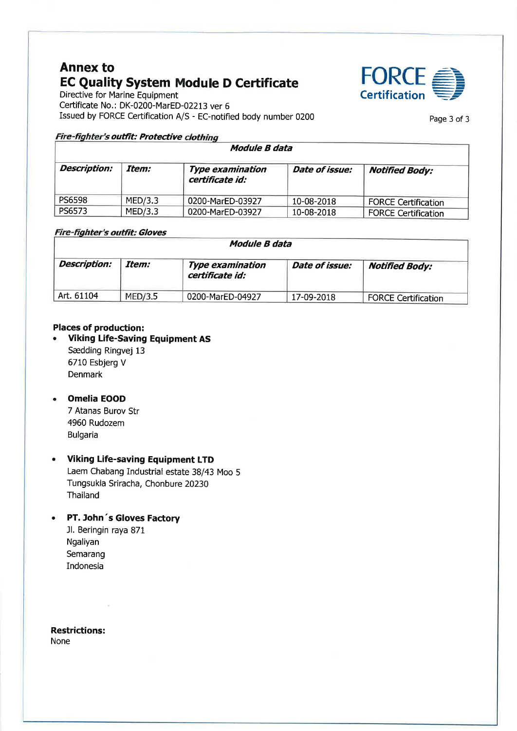# Annex to
# EC Quality System Module D Certificate

Directive for Marine Equipment
Certificate No.: DK-0200-MarED-02213 ver 6
Issued by FORCE Certification A/S - EC-notified body number 0200

***Fire-fighter's outfit: Protective clothing***

| ***Module B data*** | | | | |
|---|---|---|---|---|
| ***Description:*** | ***Item:*** | ***Type examination certificate id:*** | ***Date of issue:*** | ***Notified Body:*** |
| PS6598 | MED/3.3 | 0200-MarED-03927 | 10-08-2018 | FORCE Certification |
| PS6573 | MED/3.3 | 0200-MarED-03927 | 10-08-2018 | FORCE Certification |

***Fire-fighter's outfit: Gloves***

| ***Module B data*** | | | | |
|---|---|---|---|---|
| ***Description:*** | ***Item:*** | ***Type examination certificate id:*** | ***Date of issue:*** | ***Notified Body:*** |
| Art. 61104 | MED/3.5 | 0200-MarED-04927 | 17-09-2018 | FORCE Certification |

**Places of production:**

- **Viking Life-Saving Equipment AS**
  Sædding Ringvej 13
  6710 Esbjerg V
  Denmark

- **Omelia EOOD**
  7 Atanas Burov Str
  4960 Rudozem
  Bulgaria

- **Viking Life-saving Equipment LTD**
  Laem Chabang Industrial estate 38/43 Moo 5
  Tungsukla Sriracha, Chonbure 20230
  Thailand

- **PT. John´s Gloves Factory**
  Jl. Beringin raya 871
  Ngaliyan
  Semarang
  Indonesia

**Restrictions:**
None